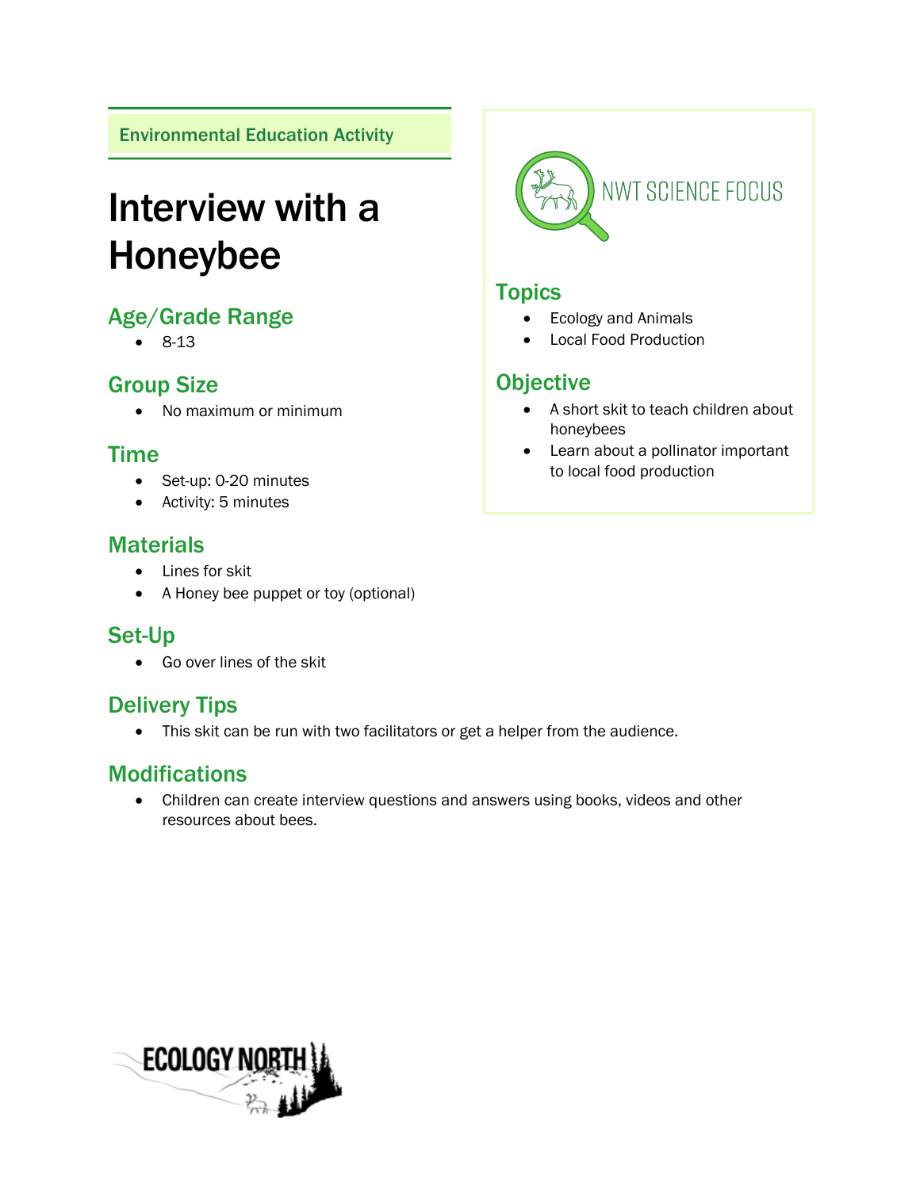Environmental Education Activity

# Interview with a Honeybee

## Age/Grade Range

- 8-13

## Group Size

- No maximum or minimum

## Time

- Set-up: 0-20 minutes
- Activity: 5 minutes

## Materials

- Lines for skit
- A Honey bee puppet or toy (optional)

## Set-Up

- Go over lines of the skit

## Delivery Tips

- This skit can be run with two facilitators or get a helper from the audience.

## Modifications

- Children can create interview questions and answers using books, videos and other resources about bees.

NWT SCIENCE FOCUS

## Topics

- Ecology and Animals
- Local Food Production

## Objective

- A short skit to teach children about honeybees
- Learn about a pollinator important to local food production

ECOLOGY NORTH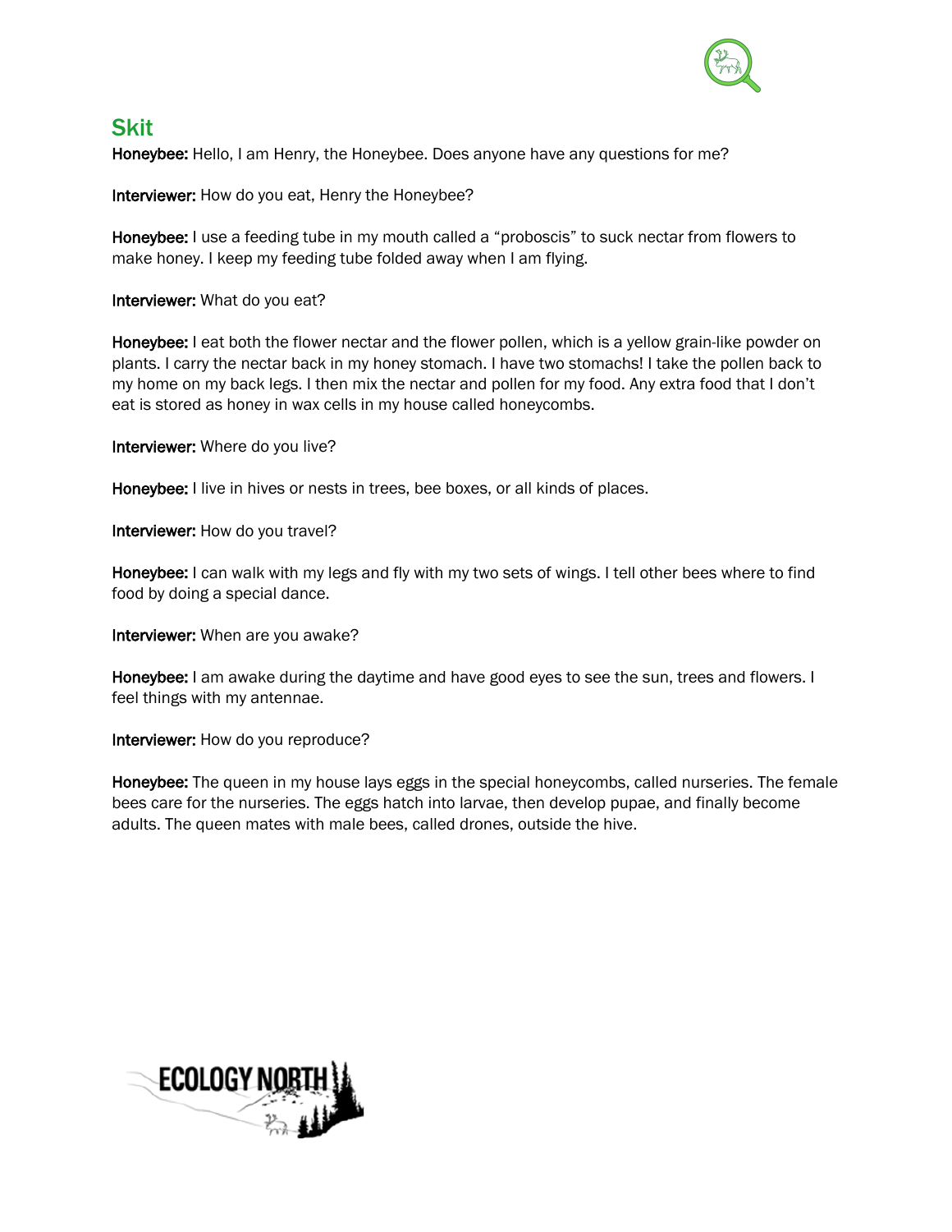## Skit

**Honeybee:** Hello, I am Henry, the Honeybee. Does anyone have any questions for me?

**Interviewer:** How do you eat, Henry the Honeybee?

**Honeybee:** I use a feeding tube in my mouth called a "proboscis" to suck nectar from flowers to make honey. I keep my feeding tube folded away when I am flying.

**Interviewer:** What do you eat?

**Honeybee:** I eat both the flower nectar and the flower pollen, which is a yellow grain-like powder on plants. I carry the nectar back in my honey stomach. I have two stomachs! I take the pollen back to my home on my back legs. I then mix the nectar and pollen for my food. Any extra food that I don't eat is stored as honey in wax cells in my house called honeycombs.

**Interviewer:** Where do you live?

**Honeybee:** I live in hives or nests in trees, bee boxes, or all kinds of places.

**Interviewer:** How do you travel?

**Honeybee:** I can walk with my legs and fly with my two sets of wings. I tell other bees where to find food by doing a special dance.

**Interviewer:** When are you awake?

**Honeybee:** I am awake during the daytime and have good eyes to see the sun, trees and flowers. I feel things with my antennae.

**Interviewer:** How do you reproduce?

**Honeybee:** The queen in my house lays eggs in the special honeycombs, called nurseries. The female bees care for the nurseries. The eggs hatch into larvae, then develop pupae, and finally become adults. The queen mates with male bees, called drones, outside the hive.